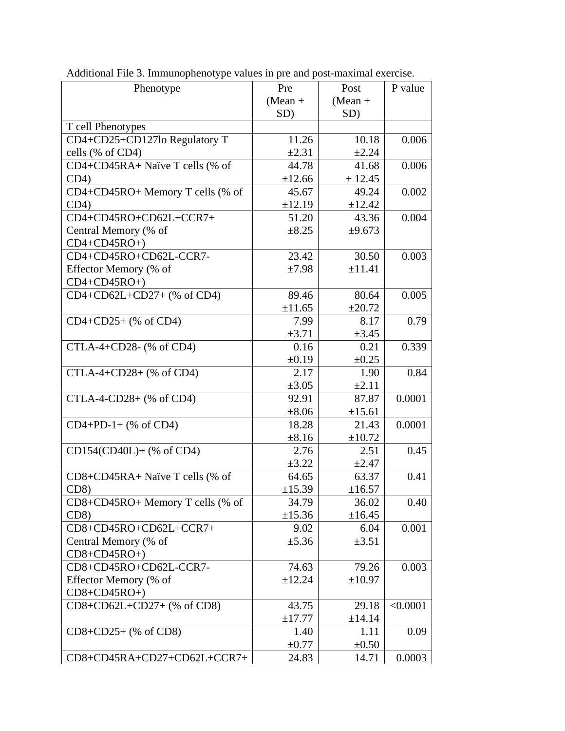Additional File 3. Immunophenotype values in pre and post-maximal exercise.

| Phenotype | Pre (Mean + SD) | Post (Mean + SD) | P value |
|---|---|---|---|
| T cell Phenotypes | | | |
| CD4+CD25+CD127lo Regulatory T cells (% of CD4) | 11.26 ±2.31 | 10.18 ±2.24 | 0.006 |
| CD4+CD45RA+ Naïve T cells (% of CD4) | 44.78 ±12.66 | 41.68 ± 12.45 | 0.006 |
| CD4+CD45RO+ Memory T cells (% of CD4) | 45.67 ±12.19 | 49.24 ±12.42 | 0.002 |
| CD4+CD45RO+CD62L+CCR7+ Central Memory (% of CD4+CD45RO+) | 51.20 ±8.25 | 43.36 ±9.673 | 0.004 |
| CD4+CD45RO+CD62L-CCR7- Effector Memory (% of CD4+CD45RO+) | 23.42 ±7.98 | 30.50 ±11.41 | 0.003 |
| CD4+CD62L+CD27+ (% of CD4) | 89.46 ±11.65 | 80.64 ±20.72 | 0.005 |
| CD4+CD25+ (% of CD4) | 7.99 ±3.71 | 8.17 ±3.45 | 0.79 |
| CTLA-4+CD28- (% of CD4) | 0.16 ±0.19 | 0.21 ±0.25 | 0.339 |
| CTLA-4+CD28+ (% of CD4) | 2.17 ±3.05 | 1.90 ±2.11 | 0.84 |
| CTLA-4-CD28+ (% of CD4) | 92.91 ±8.06 | 87.87 ±15.61 | 0.0001 |
| CD4+PD-1+ (% of CD4) | 18.28 ±8.16 | 21.43 ±10.72 | 0.0001 |
| CD154(CD40L)+ (% of CD4) | 2.76 ±3.22 | 2.51 ±2.47 | 0.45 |
| CD8+CD45RA+ Naïve T cells (% of CD8) | 64.65 ±15.39 | 63.37 ±16.57 | 0.41 |
| CD8+CD45RO+ Memory T cells (% of CD8) | 34.79 ±15.36 | 36.02 ±16.45 | 0.40 |
| CD8+CD45RO+CD62L+CCR7+ Central Memory (% of CD8+CD45RO+) | 9.02 ±5.36 | 6.04 ±3.51 | 0.001 |
| CD8+CD45RO+CD62L-CCR7- Effector Memory (% of CD8+CD45RO+) | 74.63 ±12.24 | 79.26 ±10.97 | 0.003 |
| CD8+CD62L+CD27+ (% of CD8) | 43.75 ±17.77 | 29.18 ±14.14 | <0.0001 |
| CD8+CD25+ (% of CD8) | 1.40 ±0.77 | 1.11 ±0.50 | 0.09 |
| CD8+CD45RA+CD27+CD62L+CCR7+ | 24.83 | 14.71 | 0.0003 |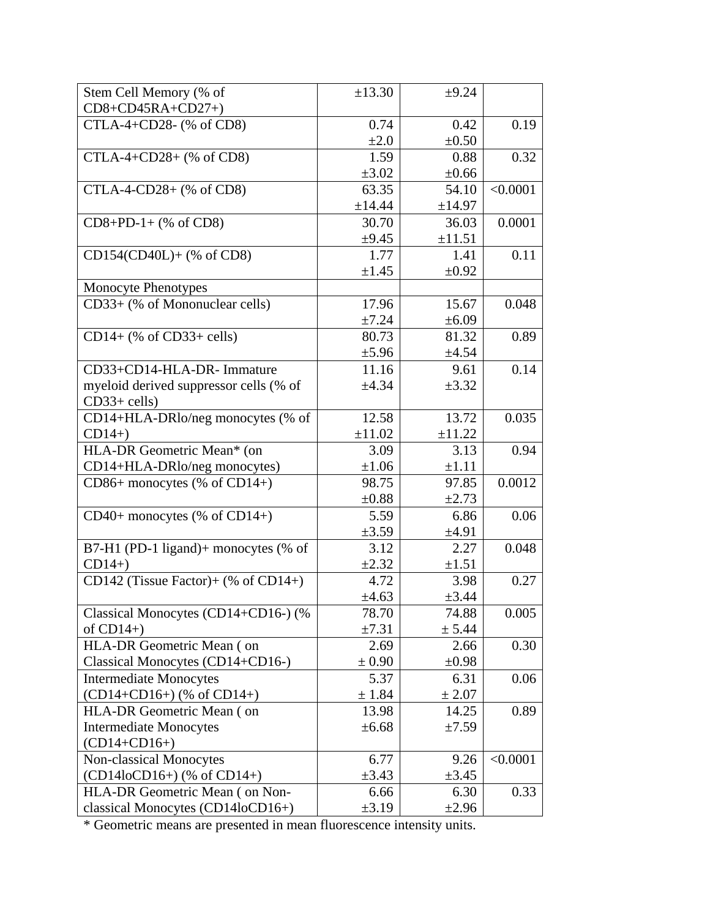| | | | |
|---|---|---|---|
| Stem Cell Memory (% of CD8+CD45RA+CD27+) | ±13.30 | ±9.24 | |
| CTLA-4+CD28- (% of CD8) | 0.74 ±2.0 | 0.42 ±0.50 | 0.19 |
| CTLA-4+CD28+ (% of CD8) | 1.59 ±3.02 | 0.88 ±0.66 | 0.32 |
| CTLA-4-CD28+ (% of CD8) | 63.35 ±14.44 | 54.10 ±14.97 | <0.0001 |
| CD8+PD-1+ (% of CD8) | 30.70 ±9.45 | 36.03 ±11.51 | 0.0001 |
| CD154(CD40L)+ (% of CD8) | 1.77 ±1.45 | 1.41 ±0.92 | 0.11 |
| Monocyte Phenotypes | | | |
| CD33+ (% of Mononuclear cells) | 17.96 ±7.24 | 15.67 ±6.09 | 0.048 |
| CD14+ (% of CD33+ cells) | 80.73 ±5.96 | 81.32 ±4.54 | 0.89 |
| CD33+CD14-HLA-DR- Immature myeloid derived suppressor cells (% of CD33+ cells) | 11.16 ±4.34 | 9.61 ±3.32 | 0.14 |
| CD14+HLA-DRlo/neg monocytes (% of CD14+) | 12.58 ±11.02 | 13.72 ±11.22 | 0.035 |
| HLA-DR Geometric Mean* (on CD14+HLA-DRlo/neg monocytes) | 3.09 ±1.06 | 3.13 ±1.11 | 0.94 |
| CD86+ monocytes (% of CD14+) | 98.75 ±0.88 | 97.85 ±2.73 | 0.0012 |
| CD40+ monocytes (% of CD14+) | 5.59 ±3.59 | 6.86 ±4.91 | 0.06 |
| B7-H1 (PD-1 ligand)+ monocytes (% of CD14+) | 3.12 ±2.32 | 2.27 ±1.51 | 0.048 |
| CD142 (Tissue Factor)+ (% of CD14+) | 4.72 ±4.63 | 3.98 ±3.44 | 0.27 |
| Classical Monocytes (CD14+CD16-) (% of CD14+) | 78.70 ±7.31 | 74.88 ± 5.44 | 0.005 |
| HLA-DR Geometric Mean ( on Classical Monocytes (CD14+CD16-) | 2.69 ± 0.90 | 2.66 ±0.98 | 0.30 |
| Intermediate Monocytes (CD14+CD16+) (% of CD14+) | 5.37 ± 1.84 | 6.31 ± 2.07 | 0.06 |
| HLA-DR Geometric Mean ( on Intermediate Monocytes (CD14+CD16+) | 13.98 ±6.68 | 14.25 ±7.59 | 0.89 |
| Non-classical Monocytes (CD14loCD16+) (% of CD14+) | 6.77 ±3.43 | 9.26 ±3.45 | <0.0001 |
| HLA-DR Geometric Mean ( on Non-classical Monocytes (CD14loCD16+) | 6.66 ±3.19 | 6.30 ±2.96 | 0.33 |

* Geometric means are presented in mean fluorescence intensity units.